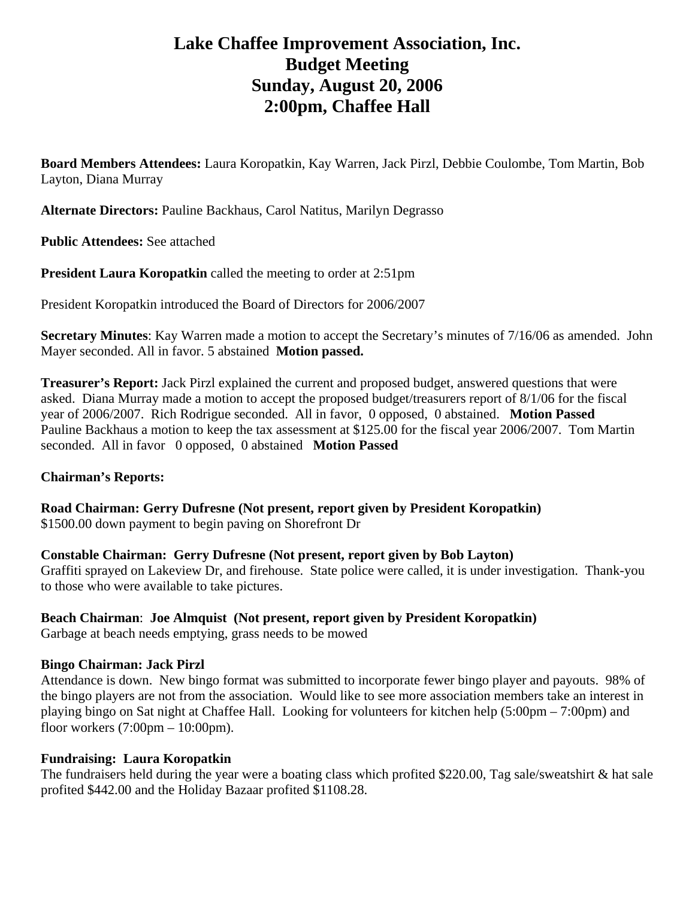# Lake Chaffee Improvement Association, Inc.
# Budget Meeting
# Sunday, August 20, 2006
# 2:00pm, Chaffee Hall

**Board Members Attendees:** Laura Koropatkin, Kay Warren, Jack Pirzl, Debbie Coulombe, Tom Martin, Bob Layton, Diana Murray

**Alternate Directors:** Pauline Backhaus, Carol Natitus, Marilyn Degrasso

**Public Attendees:** See attached

**President Laura Koropatkin** called the meeting to order at 2:51pm

President Koropatkin introduced the Board of Directors for 2006/2007

**Secretary Minutes**: Kay Warren made a motion to accept the Secretary's minutes of 7/16/06 as amended. John Mayer seconded. All in favor. 5 abstained **Motion passed.**

**Treasurer's Report:** Jack Pirzl explained the current and proposed budget, answered questions that were asked. Diana Murray made a motion to accept the proposed budget/treasurers report of 8/1/06 for the fiscal year of 2006/2007. Rich Rodrigue seconded. All in favor, 0 opposed, 0 abstained. **Motion Passed**
Pauline Backhaus a motion to keep the tax assessment at $125.00 for the fiscal year 2006/2007. Tom Martin seconded. All in favor 0 opposed, 0 abstained **Motion Passed**

**Chairman's Reports:**

**Road Chairman: Gerry Dufresne (Not present, report given by President Koropatkin)**
$1500.00 down payment to begin paving on Shorefront Dr

**Constable Chairman: Gerry Dufresne (Not present, report given by Bob Layton)**
Graffiti sprayed on Lakeview Dr, and firehouse. State police were called, it is under investigation. Thank-you to those who were available to take pictures.

**Beach Chairman**: **Joe Almquist (Not present, report given by President Koropatkin)**
Garbage at beach needs emptying, grass needs to be mowed

**Bingo Chairman: Jack Pirzl**
Attendance is down. New bingo format was submitted to incorporate fewer bingo player and payouts. 98% of the bingo players are not from the association. Would like to see more association members take an interest in playing bingo on Sat night at Chaffee Hall. Looking for volunteers for kitchen help (5:00pm – 7:00pm) and floor workers (7:00pm – 10:00pm).

**Fundraising: Laura Koropatkin**
The fundraisers held during the year were a boating class which profited $220.00, Tag sale/sweatshirt & hat sale profited $442.00 and the Holiday Bazaar profited $1108.28.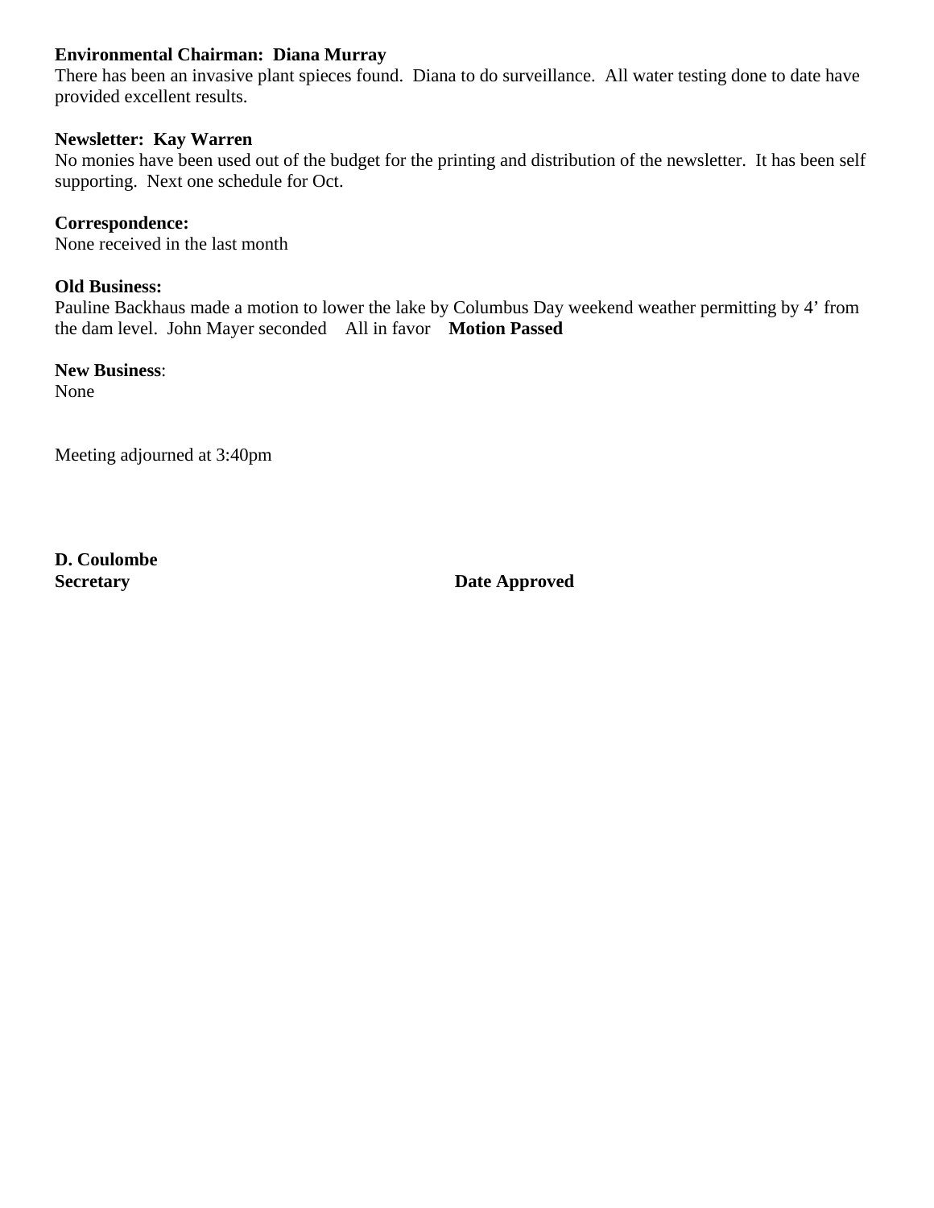**Environmental Chairman: Diana Murray**
There has been an invasive plant spieces found. Diana to do surveillance. All water testing done to date have provided excellent results.

**Newsletter: Kay Warren**
No monies have been used out of the budget for the printing and distribution of the newsletter. It has been self supporting. Next one schedule for Oct.

**Correspondence:**
None received in the last month

**Old Business:**
Pauline Backhaus made a motion to lower the lake by Columbus Day weekend weather permitting by 4' from the dam level. John Mayer seconded All in favor **Motion Passed**

**New Business**:
None

Meeting adjourned at 3:40pm

**D. Coulombe**
**Secretary** **Date Approved**